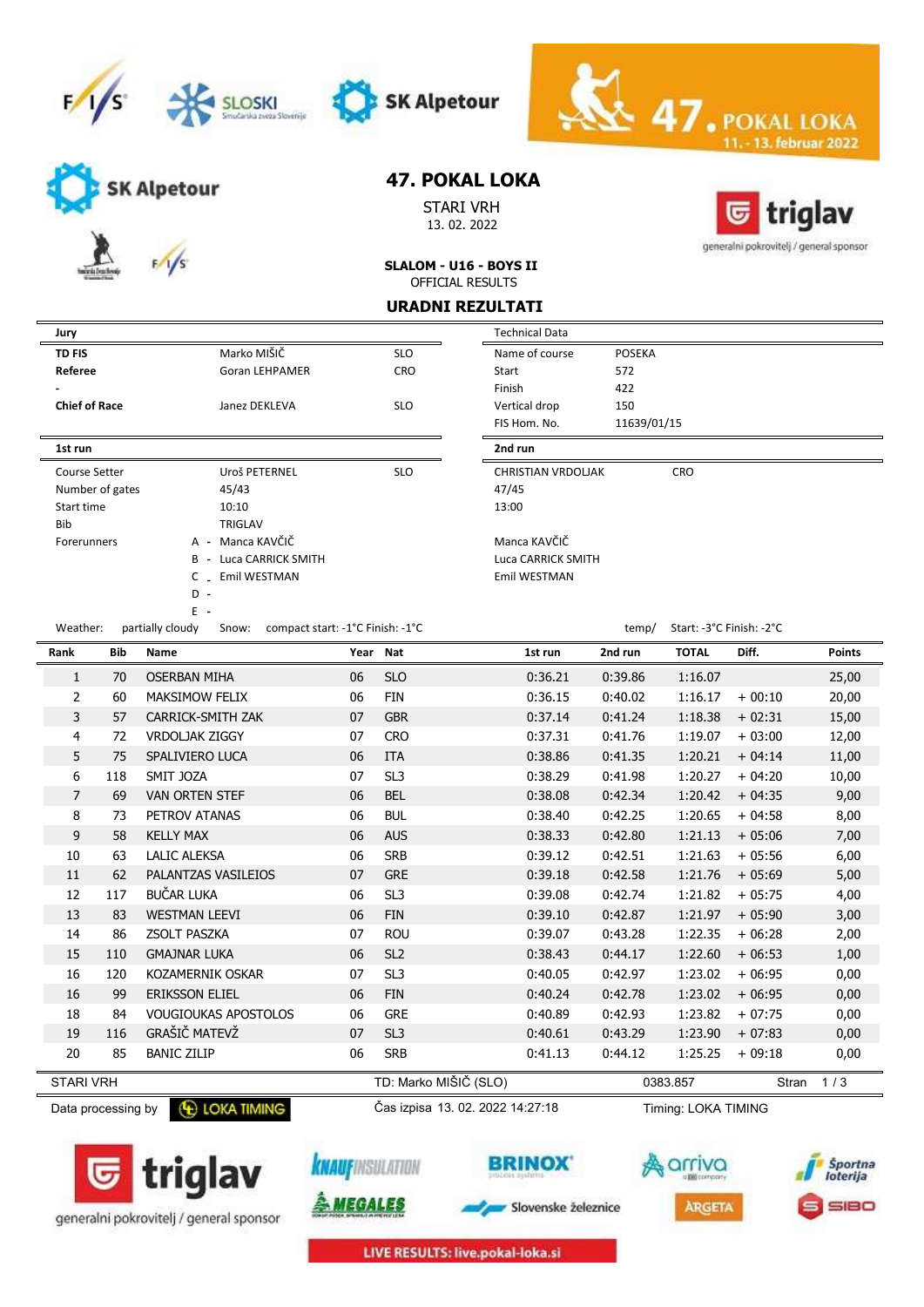# 47. POKAL LOKA

STARI VRH
13. 02. 2022

**SLALOM - U16 - BOYS II**
OFFICIAL RESULTS

## URADNI REZULTATI

| Jury | | |
|---|---|---|
| **TD FIS** | Marko MIŠIČ | SLO |
| **Referee** | Goran LEHPAMER | CRO |
| - | | |
| **Chief of Race** | Janez DEKLEVA | SLO |

| Technical Data | |
|---|---|
| Name of course | POSEKA |
| Start | 572 |
| Finish | 422 |
| Vertical drop | 150 |
| FIS Hom. No. | 11639/01/15 |

| | 1st run | | 2nd run | |
|---|---|---|---|---|
| Course Setter | Uroš PETERNEL | SLO | CHRISTIAN VRDOLJAK | CRO |
| Number of gates | 45/43 | | 47/45 | |
| Start time | 10:10 | | 13:00 | |
| Bib | TRIGLAV | | | |
| Forerunners A - | Manca KAVČIČ | | Manca KAVČIČ | |
| B - | Luca CARRICK SMITH | | Luca CARRICK SMITH | |
| C - | Emil WESTMAN | | Emil WESTMAN | |
| D - | | | | |
| E - | | | | |

Weather: partially cloudy  Snow: compact start: -1°C Finish: -1°C  temp/ Start: -3°C Finish: -2°C

| Rank | Bib | Name | Year | Nat | 1st run | 2nd run | TOTAL | Diff. | Points |
|---|---|---|---|---|---|---|---|---|---|
| 1 | 70 | OSERBAN MIHA | 06 | SLO | 0:36.21 | 0:39.86 | 1:16.07 | | 25,00 |
| 2 | 60 | MAKSIMOW FELIX | 06 | FIN | 0:36.15 | 0:40.02 | 1:16.17 | + 00:10 | 20,00 |
| 3 | 57 | CARRICK-SMITH ZAK | 07 | GBR | 0:37.14 | 0:41.24 | 1:18.38 | + 02:31 | 15,00 |
| 4 | 72 | VRDOLJAK ZIGGY | 07 | CRO | 0:37.31 | 0:41.76 | 1:19.07 | + 03:00 | 12,00 |
| 5 | 75 | SPALIVIERO LUCA | 06 | ITA | 0:38.86 | 0:41.35 | 1:20.21 | + 04:14 | 11,00 |
| 6 | 118 | SMIT JOZA | 07 | SL3 | 0:38.29 | 0:41.98 | 1:20.27 | + 04:20 | 10,00 |
| 7 | 69 | VAN ORTEN STEF | 06 | BEL | 0:38.08 | 0:42.34 | 1:20.42 | + 04:35 | 9,00 |
| 8 | 73 | PETROV ATANAS | 06 | BUL | 0:38.40 | 0:42.25 | 1:20.65 | + 04:58 | 8,00 |
| 9 | 58 | KELLY MAX | 06 | AUS | 0:38.33 | 0:42.80 | 1:21.13 | + 05:06 | 7,00 |
| 10 | 63 | LALIC ALEKSA | 06 | SRB | 0:39.12 | 0:42.51 | 1:21.63 | + 05:56 | 6,00 |
| 11 | 62 | PALANTZAS VASILEIOS | 07 | GRE | 0:39.18 | 0:42.58 | 1:21.76 | + 05:69 | 5,00 |
| 12 | 117 | BUČAR LUKA | 06 | SL3 | 0:39.08 | 0:42.74 | 1:21.82 | + 05:75 | 4,00 |
| 13 | 83 | WESTMAN LEEVI | 06 | FIN | 0:39.10 | 0:42.87 | 1:21.97 | + 05:90 | 3,00 |
| 14 | 86 | ZSOLT PASZKA | 07 | ROU | 0:39.07 | 0:43.28 | 1:22.35 | + 06:28 | 2,00 |
| 15 | 110 | GMAJNAR LUKA | 06 | SL2 | 0:38.43 | 0:44.17 | 1:22.60 | + 06:53 | 1,00 |
| 16 | 120 | KOZAMERNIK OSKAR | 07 | SL3 | 0:40.05 | 0:42.97 | 1:23.02 | + 06:95 | 0,00 |
| 16 | 99 | ERIKSSON ELIEL | 06 | FIN | 0:40.24 | 0:42.78 | 1:23.02 | + 06:95 | 0,00 |
| 18 | 84 | VOUGIOUKAS APOSTOLOS | 06 | GRE | 0:40.89 | 0:42.93 | 1:23.82 | + 07:75 | 0,00 |
| 19 | 116 | GRAŠIČ MATEVŽ | 07 | SL3 | 0:40.61 | 0:43.29 | 1:23.90 | + 07:83 | 0,00 |
| 20 | 85 | BANIC ZILIP | 06 | SRB | 0:41.13 | 0:44.12 | 1:25.25 | + 09:18 | 0,00 |

STARI VRH  TD: Marko MIŠIČ (SLO)  0383.857

Data processing by LOKA TIMING  Čas izpisa 13. 02. 2022 14:27:18  Timing: LOKA TIMING

LIVE RESULTS: live.pokal-loka.si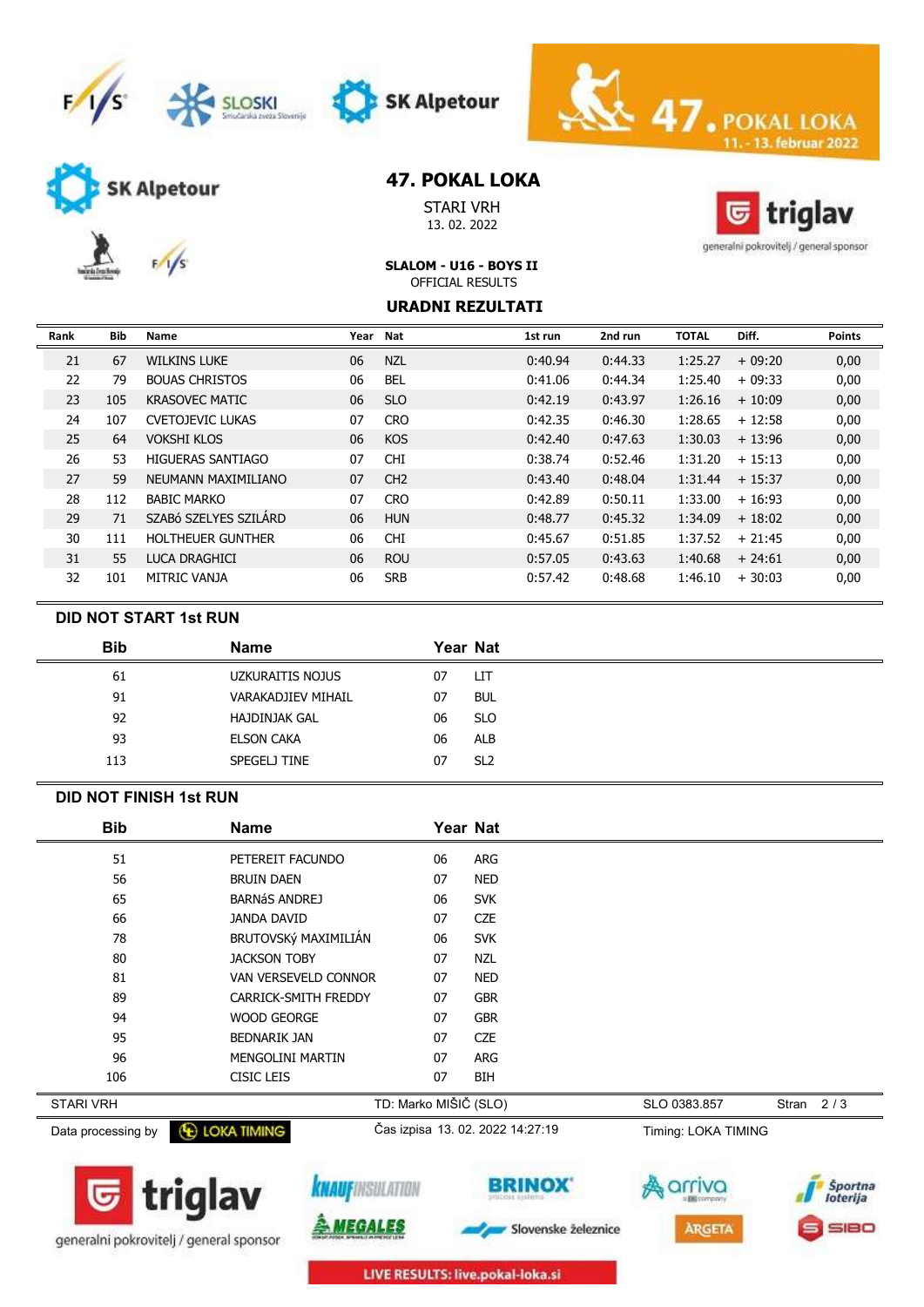# 47. POKAL LOKA

STARI VRH
13. 02. 2022

**SLALOM - U16 - BOYS II**
OFFICIAL RESULTS

**URADNI REZULTATI**

| Rank | Bib | Name | Year | Nat | 1st run | 2nd run | TOTAL | Diff. | Points |
|---|---|---|---|---|---|---|---|---|---|
| 21 | 67 | WILKINS LUKE | 06 | NZL | 0:40.94 | 0:44.33 | 1:25.27 | + 09:20 | 0,00 |
| 22 | 79 | BOUAS CHRISTOS | 06 | BEL | 0:41.06 | 0:44.34 | 1:25.40 | + 09:33 | 0,00 |
| 23 | 105 | KRASOVEC MATIC | 06 | SLO | 0:42.19 | 0:43.97 | 1:26.16 | + 10:09 | 0,00 |
| 24 | 107 | CVETOJEVIC LUKAS | 07 | CRO | 0:42.35 | 0:46.30 | 1:28.65 | + 12:58 | 0,00 |
| 25 | 64 | VOKSHI KLOS | 06 | KOS | 0:42.40 | 0:47.63 | 1:30.03 | + 13:96 | 0,00 |
| 26 | 53 | HIGUERAS SANTIAGO | 07 | CHI | 0:38.74 | 0:52.46 | 1:31.20 | + 15:13 | 0,00 |
| 27 | 59 | NEUMANN MAXIMILIANO | 07 | CH2 | 0:43.40 | 0:48.04 | 1:31.44 | + 15:37 | 0,00 |
| 28 | 112 | BABIC MARKO | 07 | CRO | 0:42.89 | 0:50.11 | 1:33.00 | + 16:93 | 0,00 |
| 29 | 71 | SZABó SZELYES SZILÁRD | 06 | HUN | 0:48.77 | 0:45.32 | 1:34.09 | + 18:02 | 0,00 |
| 30 | 111 | HOLTHEUER GUNTHER | 06 | CHI | 0:45.67 | 0:51.85 | 1:37.52 | + 21:45 | 0,00 |
| 31 | 55 | LUCA DRAGHICI | 06 | ROU | 0:57.05 | 0:43.63 | 1:40.68 | + 24:61 | 0,00 |
| 32 | 101 | MITRIC VANJA | 06 | SRB | 0:57.42 | 0:48.68 | 1:46.10 | + 30:03 | 0,00 |

## DID NOT START 1st RUN

| Bib | Name | Year | Nat |
|---|---|---|---|
| 61 | UZKURAITIS NOJUS | 07 | LIT |
| 91 | VARAKADJIEV MIHAIL | 07 | BUL |
| 92 | HAJDINJAK GAL | 06 | SLO |
| 93 | ELSON CAKA | 06 | ALB |
| 113 | SPEGELJ TINE | 07 | SL2 |

## DID NOT FINISH 1st RUN

| Bib | Name | Year | Nat |
|---|---|---|---|
| 51 | PETEREIT FACUNDO | 06 | ARG |
| 56 | BRUIN DAEN | 07 | NED |
| 65 | BARNáS ANDREJ | 06 | SVK |
| 66 | JANDA DAVID | 07 | CZE |
| 78 | BRUTOVSKÝ MAXIMILIÁN | 06 | SVK |
| 80 | JACKSON TOBY | 07 | NZL |
| 81 | VAN VERSEVELD CONNOR | 07 | NED |
| 89 | CARRICK-SMITH FREDDY | 07 | GBR |
| 94 | WOOD GEORGE | 07 | GBR |
| 95 | BEDNARIK JAN | 07 | CZE |
| 96 | MENGOLINI MARTIN | 07 | ARG |
| 106 | CISIC LEIS | 07 | BIH |

STARI VRH | TD: Marko MIŠIČ (SLO) | SLO 0383.857

Data processing by LOKA TIMING | Čas izpisa 13. 02. 2022 14:27:19 | Timing: LOKA TIMING

LIVE RESULTS: live.pokal-loka.si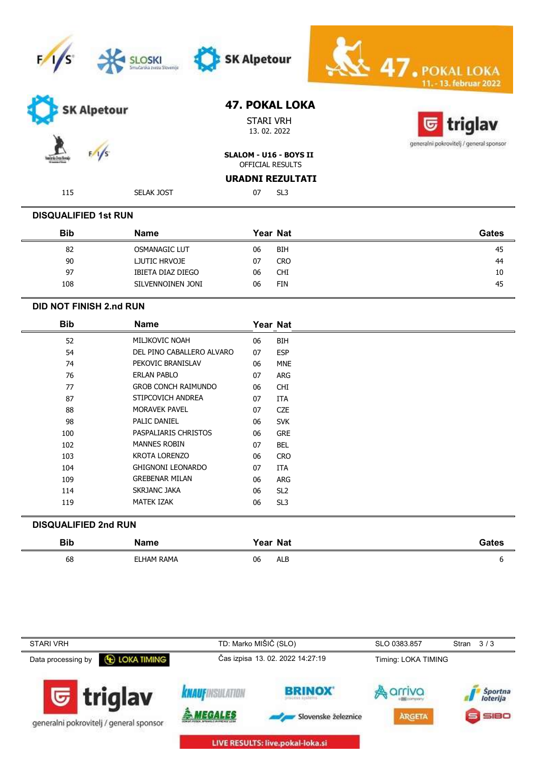# 47. POKAL LOKA

STARI VRH
13. 02. 2022

**SLALOM - U16 - BOYS II**
OFFICIAL RESULTS

**URADNI REZULTATI**

| | | | |
|---|---|---|---|
| 115 | SELAK JOST | 07 | SL3 |

## DISQUALIFIED 1st RUN

| Bib | Name | Year | Nat | Gates |
|---|---|---|---|---|
| 82 | OSMANAGIC LUT | 06 | BIH | 45 |
| 90 | LJUTIC HRVOJE | 07 | CRO | 44 |
| 97 | IBIETA DIAZ DIEGO | 06 | CHI | 10 |
| 108 | SILVENNOINEN JONI | 06 | FIN | 45 |

## DID NOT FINISH 2.nd RUN

| Bib | Name | Year | Nat |
|---|---|---|---|
| 52 | MILJKOVIC NOAH | 06 | BIH |
| 54 | DEL PINO CABALLERO ALVARO | 07 | ESP |
| 74 | PEKOVIC BRANISLAV | 06 | MNE |
| 76 | ERLAN PABLO | 07 | ARG |
| 77 | GROB CONCH RAIMUNDO | 06 | CHI |
| 87 | STIPCOVICH ANDREA | 07 | ITA |
| 88 | MORAVEK PAVEL | 07 | CZE |
| 98 | PALIC DANIEL | 06 | SVK |
| 100 | PASPALIARIS CHRISTOS | 06 | GRE |
| 102 | MANNES ROBIN | 07 | BEL |
| 103 | KROTA LORENZO | 06 | CRO |
| 104 | GHIGNONI LEONARDO | 07 | ITA |
| 109 | GREBENAR MILAN | 06 | ARG |
| 114 | SKRJANC JAKA | 06 | SL2 |
| 119 | MATEK IZAK | 06 | SL3 |

## DISQUALIFIED 2nd RUN

| Bib | Name | Year | Nat | Gates |
|---|---|---|---|---|
| 68 | ELHAM RAMA | 06 | ALB | 6 |

STARI VRH | TD: Marko MIŠIČ (SLO) | SLO 0383.857

Data processing by LOKA TIMING | Čas izpisa 13. 02. 2022 14:27:19 | Timing: LOKA TIMING

LIVE RESULTS: live.pokal-loka.si